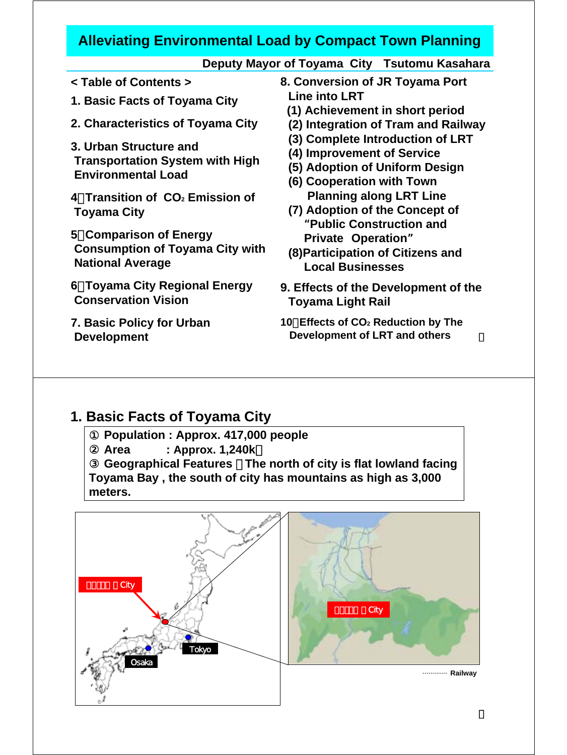# Alleviating Environmental Load by Compact Town Planning

**Deputy Mayor of Toyama City　Tsutomu Kasahara**

< Table of Contents >

1. Basic Facts of Toyama City
2. Characteristics of Toyama City
3. Urban Structure and Transportation System with High Environmental Load
4. Transition of $CO_2$ Emission of Toyama City
5. Comparison of Energy Consumption of Toyama City with National Average
6. Toyama City Regional Energy Conservation Vision
7. Basic Policy for Urban Development
8. Conversion of JR Toyama Port Line into LRT
   - (1) Achievement in short period
   - (2) Integration of Tram and Railway
   - (3) Complete Introduction of LRT
   - (4) Improvement of Service
   - (5) Adoption of Uniform Design
   - (6) Cooperation with Town Planning along LRT Line
   - (7) Adoption of the Concept of "Public Construction and Private Operation"
   - (8) Participation of Citizens and Local Businesses
9. Effects of the Development of the Toyama Light Rail
10. Effects of $CO_2$ Reduction by The Development of LRT and others

## 1. Basic Facts of Toyama City

① Population : Approx. 417,000 people
② Area : Approx. 1,240k
③ Geographical Features : The north of city is flat lowland facing Toyama Bay , the south of city has mountains as high as 3,000 meters.

City

Osaka

Tokyo

City

Railway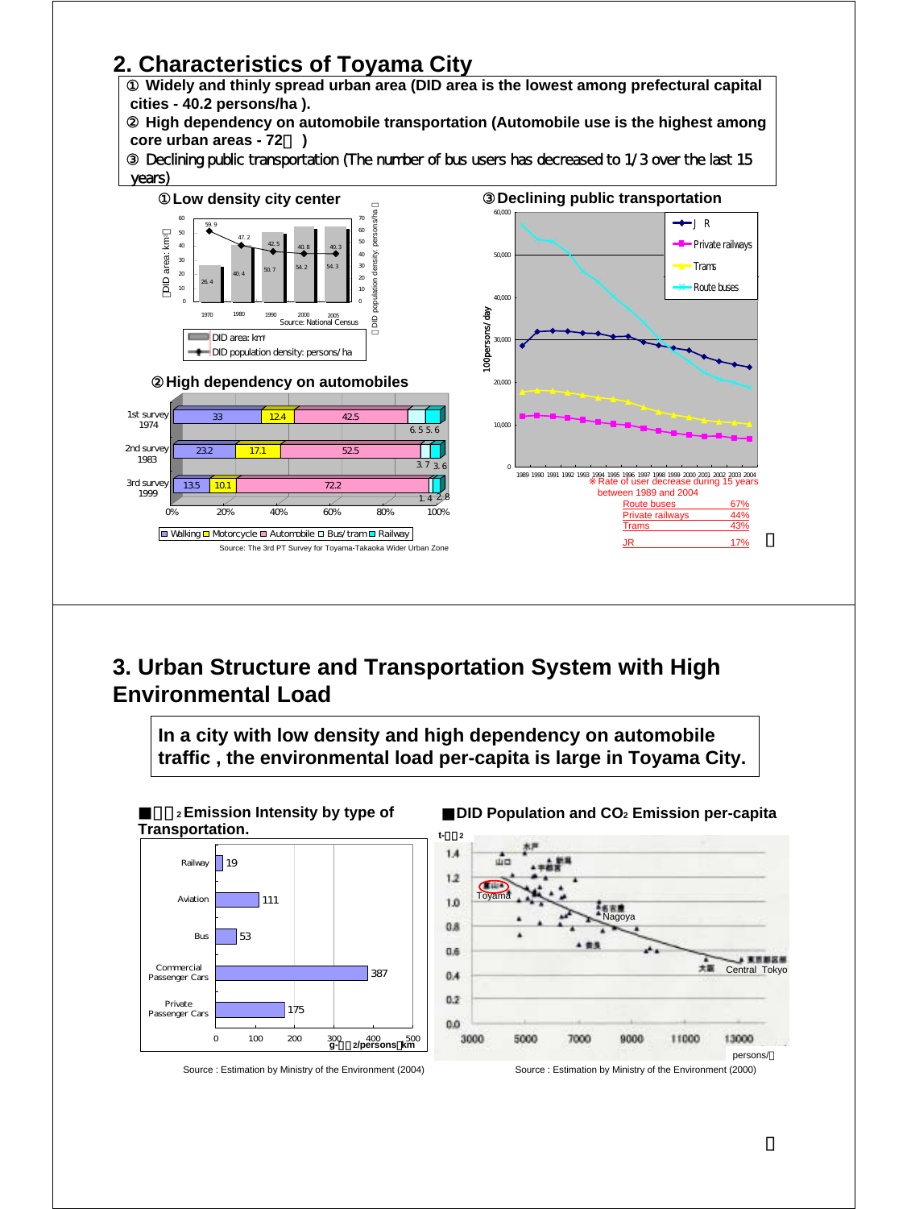## 2. Characteristics of Toyama City

① Widely and thinly spread urban area (DID area is the lowest among prefectural capital cities - 40.2 persons/ha ).
② High dependency on automobile transportation (Automobile use is the highest among core urban areas - 72％ )
③ Declining public transportation (The number of bus users has decreased to 1/3 over the last 15 years)

### ①Low density city center

| Year | DID area: km² | DID population density: persons/ha |
|---|---|---|
| 1970 | 26.4 | 59.9 |
| 1980 | 40.4 | 47.2 |
| 1990 | 50.7 | 42.5 |
| 2000 | 54.2 | 40.8 |
| 2005 | 54.3 | 40.3 |

Source: National Census

### ②High dependency on automobiles

| Survey | Walking | Motorcycle | Automobile | Bus/tram | Railway |
|---|---|---|---|---|---|
| 1st survey 1974 | 33 | 12.4 | 42.5 | 6.5 | 5.6 |
| 2nd survey 1983 | 23.2 | 17.1 | 52.5 | 3.7 | 3.6 |
| 3rd survey 1999 | 13.5 | 10.1 | 72.2 | 1.4 | 2.8 |

Source: The 3rd PT Survey for Toyama-Takaoka Wider Urban Zone

### ③Declining public transportation

100persons/day (1989–2004): J R, Private railways, Trams, Route buses

※ Rate of user decrease during 15 years between 1989 and 2004

| | |
|---|---|
| Route buses | 67% |
| Private railways | 44% |
| Trams | 43% |
| JR | 17% |

## 3. Urban Structure and Transportation System with High Environmental Load

**In a city with low density and high dependency on automobile traffic , the environmental load per-capita is large in Toyama City.**

### ■$CO_2$ Emission Intensity by type of Transportation.

| Type | g-$CO_2$/persons・km |
|---|---|
| Railway | 19 |
| Aviation | 111 |
| Bus | 53 |
| Commercial Passenger Cars | 387 |
| Private Passenger Cars | 175 |

Source : Estimation by Ministry of the Environment (2004)

### ■DID Population and $CO_2$ Emission per-capita

(t-$CO_2$ vs. persons/㎢; labeled: Toyama, Nagoya, Central Tokyo)

Source : Estimation by Ministry of the Environment (2000)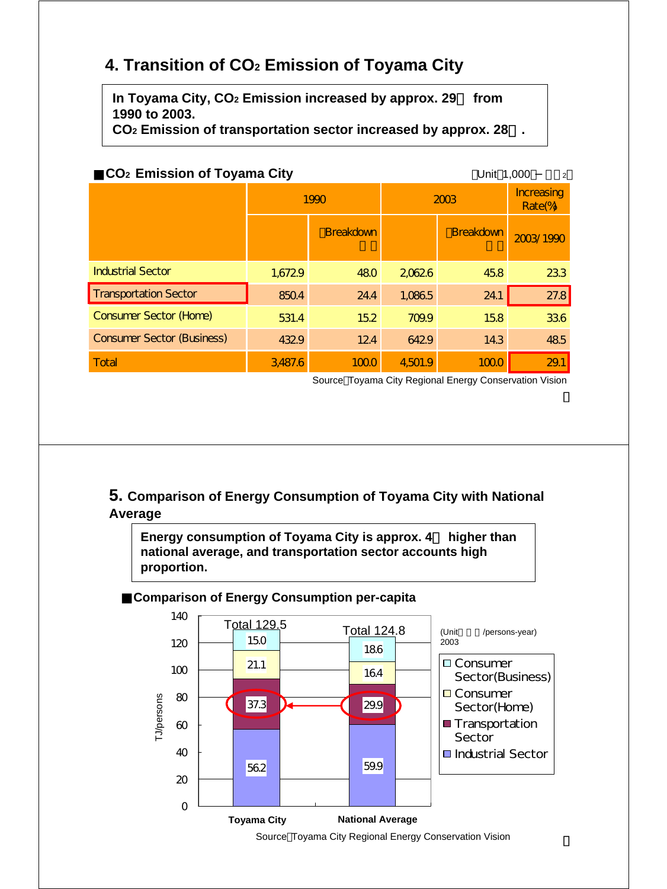## 4. Transition of $CO_2$ Emission of Toyama City

**In Toyama City, $CO_2$ Emission increased by approx. 29％ from 1990 to 2003.**
**$CO_2$ Emission of transportation sector increased by approx. 28％.**

■ **$CO_2$ Emission of Toyama City** （Unit：1,000t-$CO_2$）

| | 1990 | | 2003 | | Increasing Rate(%) |
|---|---|---|---|---|---|
| | | （Breakdown %） | | （Breakdown %） | 2003/1990 |
| Industrial Sector | 1,672.9 | 48.0 | 2,062.6 | 45.8 | 23.3 |
| Transportation Sector | 850.4 | 24.4 | 1,086.5 | 24.1 | 27.8 |
| Consumer Sector (Home) | 531.4 | 15.2 | 709.9 | 15.8 | 33.6 |
| Consumer Sector (Business) | 432.9 | 12.4 | 642.9 | 14.3 | 48.5 |
| Total | 3,487.6 | 100.0 | 4,501.9 | 100.0 | 29.1 |

Source：Toyama City Regional Energy Conservation Vision

## 5. Comparison of Energy Consumption of Toyama City with National Average

**Energy consumption of Toyama City is approx. 4％ higher than national average, and transportation sector accounts high proportion.**

■ **Comparison of Energy Consumption per-capita**

(Unit：TJ/persons-year) 2003

| | Toyama City | National Average |
|---|---|---|
| Consumer Sector(Business) | 15.0 | 18.6 |
| Consumer Sector(Home) | 21.1 | 16.4 |
| Transportation Sector | 37.3 | 29.9 |
| Industrial Sector | 56.2 | 59.9 |
| Total | 129.5 | 124.8 |

Source：Toyama City Regional Energy Conservation Vision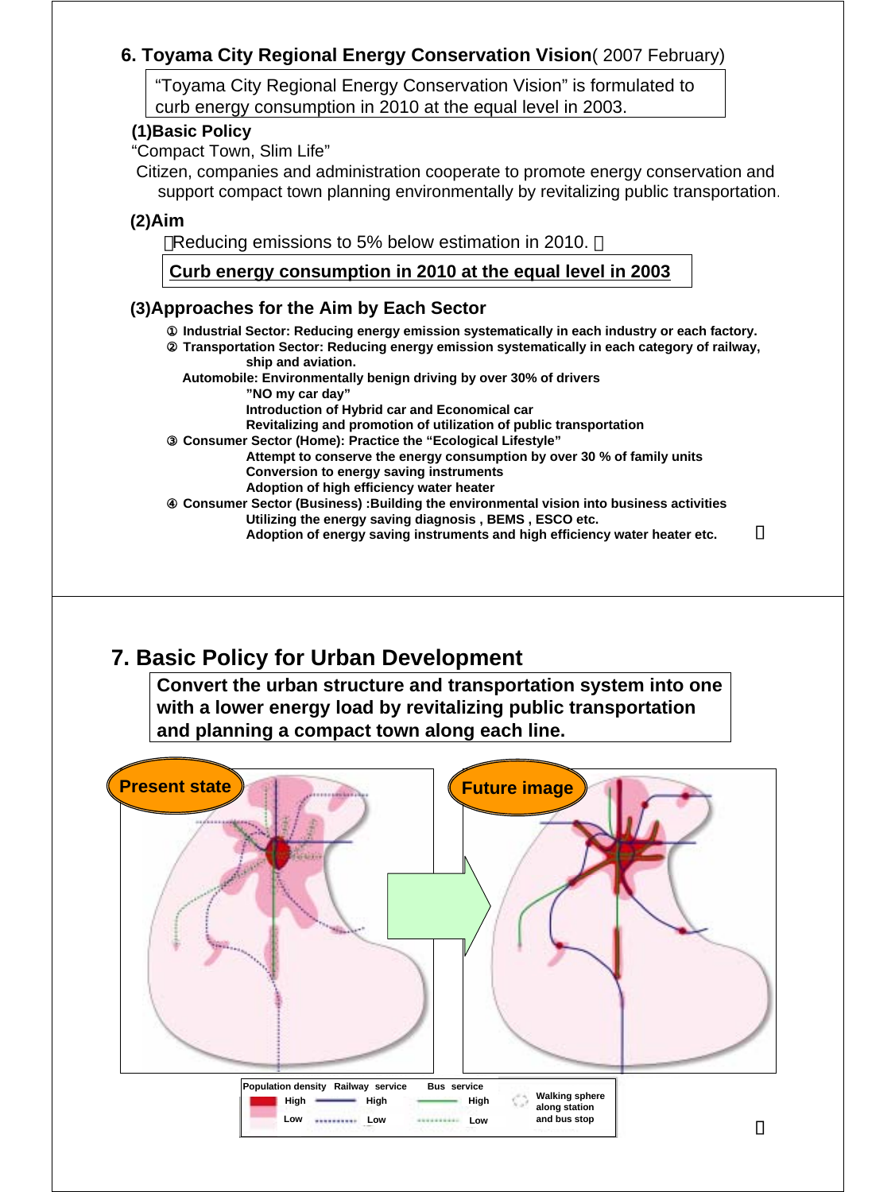## 6. Toyama City Regional Energy Conservation Vision( 2007 February)

"Toyama City Regional Energy Conservation Vision" is formulated to curb energy consumption in 2010 at the equal level in 2003.

### (1)Basic Policy

"Compact Town, Slim Life"

Citizen, companies and administration cooperate to promote energy conservation and support compact town planning environmentally by revitalizing public transportation.

### (2)Aim

Reducing emissions to 5% below estimation in 2010.

**Curb energy consumption in 2010 at the equal level in 2003**

### (3)Approaches for the Aim by Each Sector

① **Industrial Sector: Reducing energy emission systematically in each industry or each factory.**

② **Transportation Sector: Reducing energy emission systematically in each category of railway, ship and aviation.**

**Automobile: Environmentally benign driving by over 30% of drivers**
- **"NO my car day"**
- **Introduction of Hybrid car and Economical car**
- **Revitalizing and promotion of utilization of public transportation**

③ **Consumer Sector (Home): Practice the "Ecological Lifestyle"**
- **Attempt to conserve the energy consumption by over 30 % of family units**
- **Conversion to energy saving instruments**
- **Adoption of high efficiency water heater**

④ **Consumer Sector (Business) :Building the environmental vision into business activities**
- **Utilizing the energy saving diagnosis , BEMS , ESCO etc.**
- **Adoption of energy saving instruments and high efficiency water heater etc.**

## 7. Basic Policy for Urban Development

**Convert the urban structure and transportation system into one with a lower energy load by revitalizing public transportation and planning a compact town along each line.**

Present state → Future image

| Population density | Railway service | Bus service | |
|---|---|---|---|
| High | High | High | Walking sphere along station and bus stop |
| Low | Low | Low | |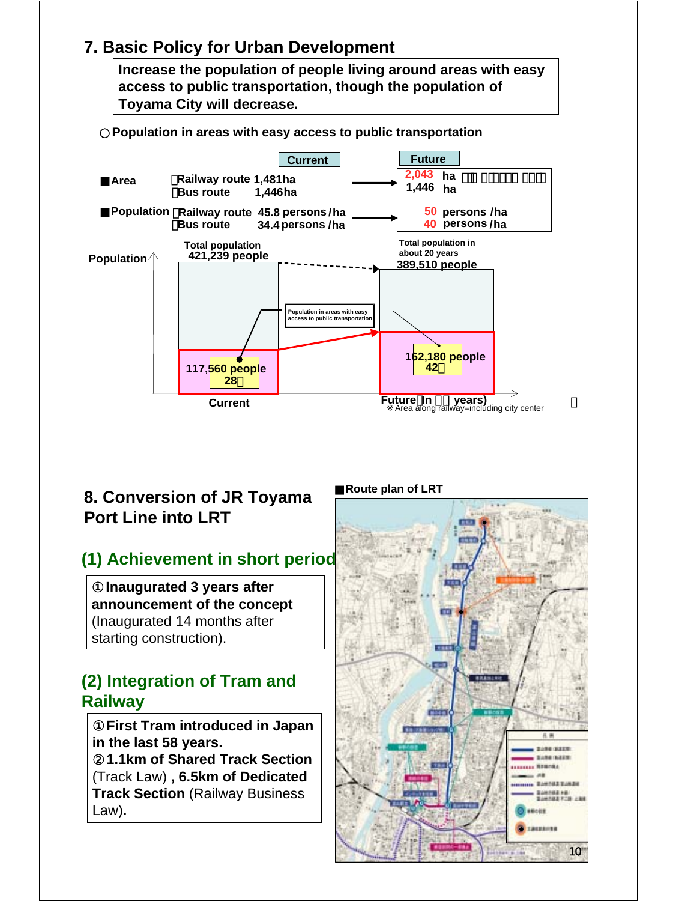## 7. Basic Policy for Urban Development

**Increase the population of people living around areas with easy access to public transportation, though the population of Toyama City will decrease.**

○Population in areas with easy access to public transportation

| | | Current | Future |
|---|---|---|---|
| ■Area | Railway route | 1,481ha | 2,043 ha |
| | Bus route | 1,446ha | 1,446 ha |
| ■Population | Railway route | 45.8 persons /ha | 50 persons /ha |
| | Bus route | 34.4 persons /ha | 40 persons /ha |

Population

| | Current | Future (In about 20 years) |
|---|---|---|
| Total population | 421,239 people | 389,510 people |
| Population in areas with easy access to public transportation | 117,560 people (28%) | 162,180 people (42%) |

※ Area along railway=including city center

## 8. Conversion of JR Toyama Port Line into LRT

### (1) Achievement in short period

①**Inaugurated 3 years after announcement of the concept**
(Inaugurated 14 months after starting construction).

### (2) Integration of Tram and Railway

①**First Tram introduced in Japan in the last 58 years.**
②**1.1km of Shared Track Section** (Track Law) **, 6.5km of Dedicated Track Section** (Railway Business Law)**.**

■Route plan of LRT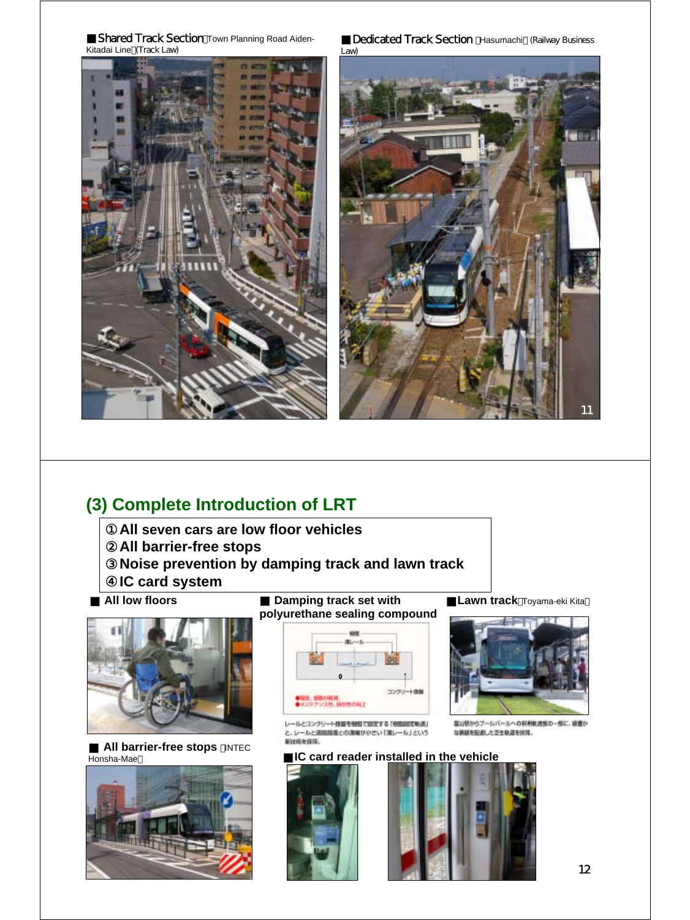■ Shared Track Section（Town Planning Road Aiden-Kitadai Line）(Track Law)

■ Dedicated Track Section （Hasumachi）(Railway Business Law)

## (3) Complete Introduction of LRT

①All seven cars are low floor vehicles
②All barrier-free stops
③Noise prevention by damping track and lawn track
④IC card system

■ All low floors

■ Damping track set with polyurethane sealing compound

レールとコンクリート路盤を樹脂で固定する「樹脂固定軌道」と、レールと道路路面との段差が小さい「溝レール」という新技術を採用。

■ Lawn track（Toyama-eki Kita）

富山駅からプールバールへの併用軌道部の一部に、緑豊かな景観を配慮した芝生軌道を採用。

■ All barrier-free stops （INTEC Honsha-Mae）

■ IC card reader installed in the vehicle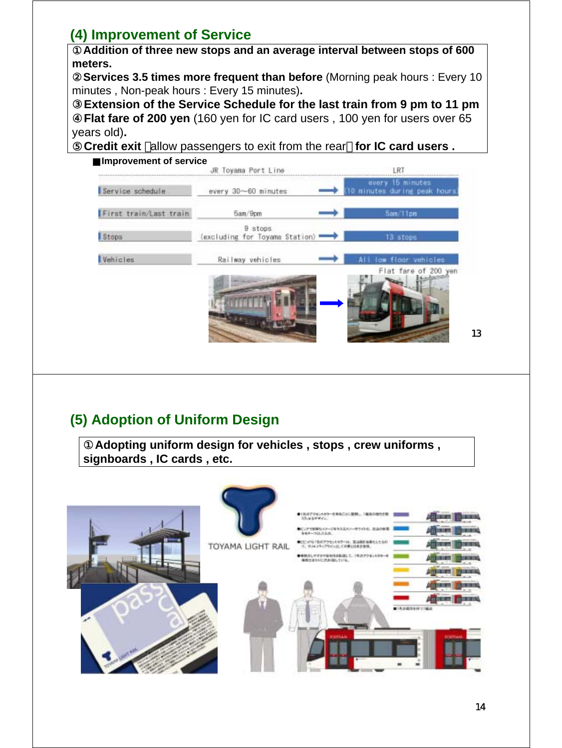## (4) Improvement of Service

① **Addition of three new stops and an average interval between stops of 600 meters.**
② **Services 3.5 times more frequent than before** (Morning peak hours : Every 10 minutes , Non-peak hours : Every 15 minutes)**.**
③ **Extension of the Service Schedule for the last train from 9 pm to 11 pm**
④ **Flat fare of 200 yen** (160 yen for IC card users , 100 yen for users over 65 years old)**.**
⑤ **Credit exit** （allow passengers to exit from the rear） **for IC card users .**

■**Improvement of service**

| | JR Toyama Port Line | | LRT |
|---|---|---|---|
| Service schedule | every 30～60 minutes | → | every 15 minutes (10 minutes during peak hours) |
| First train/Last train | 5am/9pm | → | 5am/11pm |
| Stops | 9 stops (excluding for Toyama Station) | → | 13 stops |
| Vehicles | Railway vehicles | → | All low floor vehicles |

Flat fare of 200 yen

## (5) Adoption of Uniform Design

① **Adopting uniform design for vehicles , stops , crew uniforms , signboards , IC cards , etc.**

TOYAMA LIGHT RAIL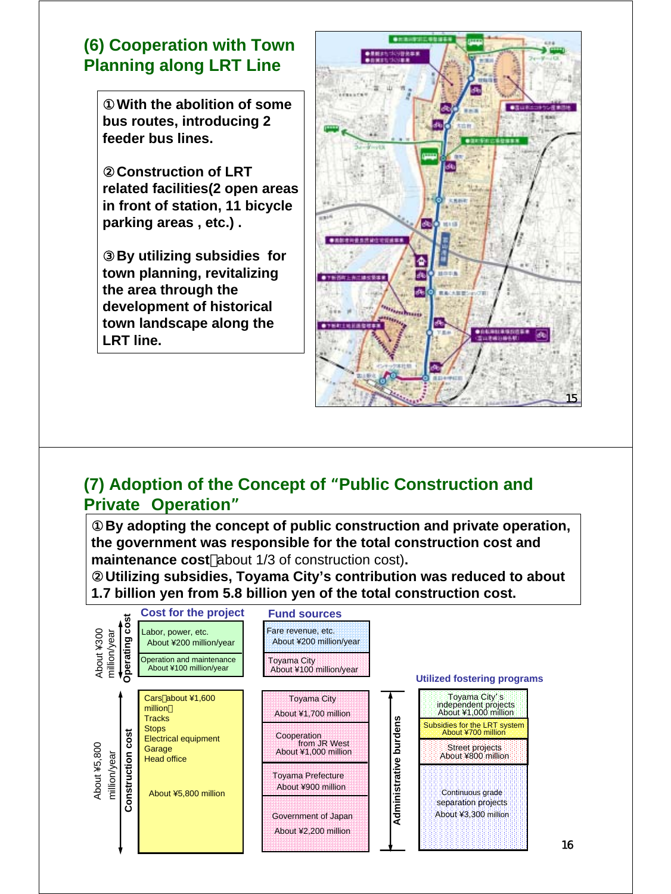## (6) Cooperation with Town Planning along LRT Line

①With the abolition of some bus routes, introducing 2 feeder bus lines.

②Construction of LRT related facilities(2 open areas in front of station, 11 bicycle parking areas , etc.) .

③By utilizing subsidies for town planning, revitalizing the area through the development of historical town landscape along the LRT line.

## (7) Adoption of the Concept of "Public Construction and Private Operation"

①By adopting the concept of public construction and private operation, the government was responsible for the total construction cost and maintenance cost（about 1/3 of construction cost).
②Utilizing subsidies, Toyama City's contribution was reduced to about 1.7 billion yen from 5.8 billion yen of the total construction cost.

| | Cost for the project | Fund sources | | Utilized fostering programs |
|---|---|---|---|---|
| Operating cost (About ¥300 million/year) | Labor, power, etc. About ¥200 million/year | Fare revenue, etc. About ¥200 million/year | | |
| | Operation and maintenance About ¥100 million/year | Toyama City About ¥100 million/year | | |
| Construction cost (About ¥5,800 million/year) | Cars（about ¥1,600 million）, Tracks, Stops, Electrical equipment, Garage, Head office — About ¥5,800 million | Toyama City About ¥1,700 million | Administrative burdens | Toyama City's independent projects About ¥1,000 million; Subsidies for the LRT system About ¥700 million |
| | | Cooperation from JR West About ¥1,000 million | | Street projects About ¥800 million |
| | | Toyama Prefecture About ¥900 million | | Continuous grade separation projects About ¥3,300 million |
| | | Government of Japan About ¥2,200 million | | |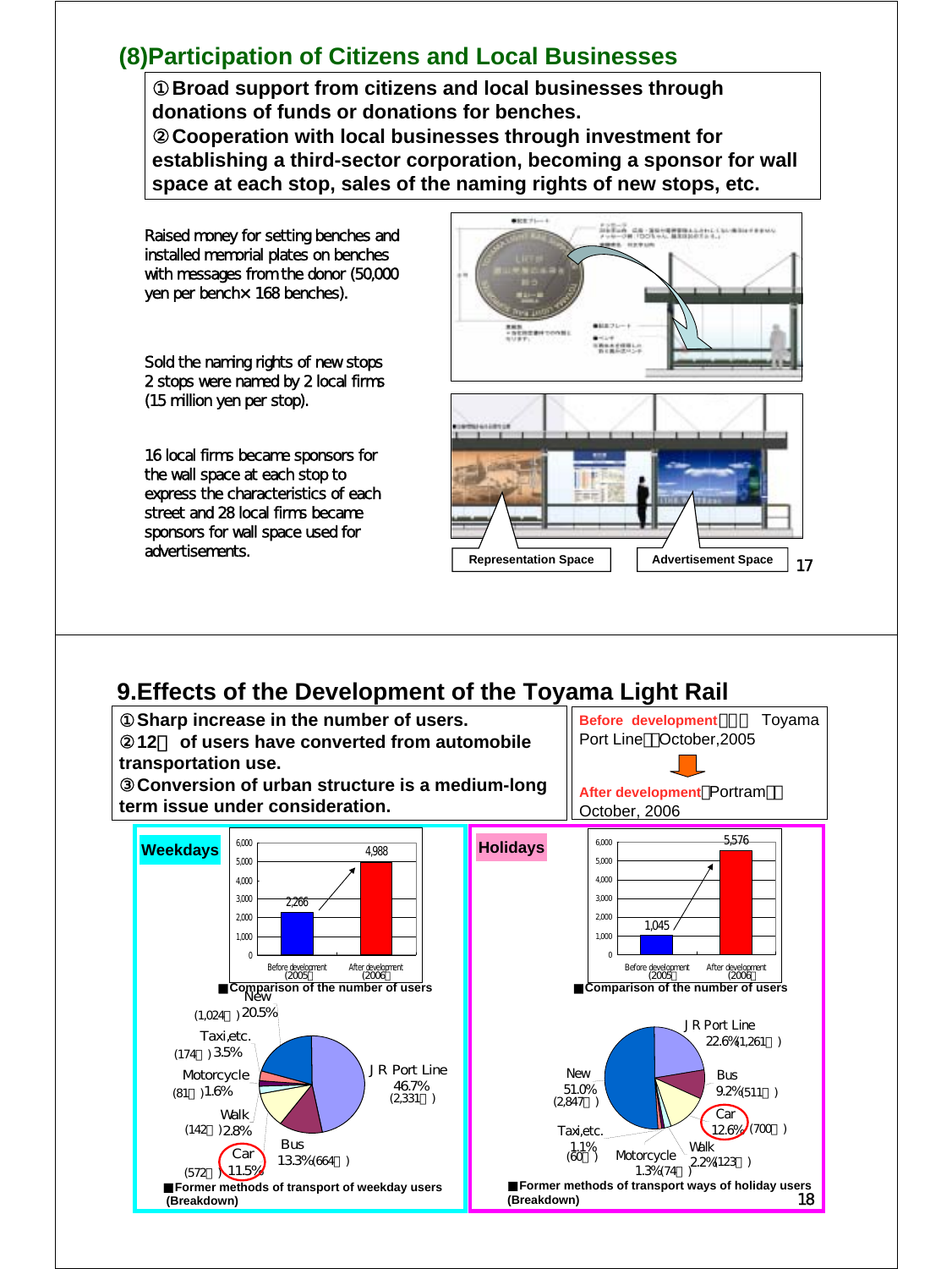## (8)Participation of Citizens and Local Businesses

①Broad support from citizens and local businesses through donations of funds or donations for benches.
②Cooperation with local businesses through investment for establishing a third-sector corporation, becoming a sponsor for wall space at each stop, sales of the naming rights of new stops, etc.

Raised money for setting benches and installed memorial plates on benches with messages from the donor (50,000 yen per bench× 168 benches).

Sold the naming rights of new stops
2 stops were named by 2 local firms (15 million yen per stop).

16 local firms became sponsors for the wall space at each stop to express the characteristics of each street and 28 local firms became sponsors for wall space used for advertisements.

Representation Space | Advertisement Space

## 9.Effects of the Development of the Toyama Light Rail

①Sharp increase in the number of users.
②12％ of users have converted from automobile transportation use.
③Conversion of urban structure is a medium-long term issue under consideration.

**Before development**：JR Toyama Port Line（October,2005

**After development**：Portram（October, 2006

### Weekdays

■Comparison of the number of users

| | Before development (2005) | After development (2006) |
|---|---|---|
| Users | 2,266 | 4,988 |

■Former methods of transport of weekday users (Breakdown)

| Method | Share | Users |
|---|---|---|
| JR Port Line | 46.7% | 2,331 |
| Bus | 13.3% | 664 |
| Car | 11.5% | 572 |
| Walk | 2.8% | 142 |
| Motorcycle | 1.6% | 81 |
| Taxi,etc. | 3.5% | 174 |
| New | 20.5% | 1,024 |

### Holidays

■Comparison of the number of users

| | Before development (2005) | After development (2006) |
|---|---|---|
| Users | 1,045 | 5,576 |

■Former methods of transport ways of holiday users (Breakdown)

| Method | Share | Users |
|---|---|---|
| JR Port Line | 22.6% | 1,261 |
| Bus | 9.2% | 511 |
| Car | 12.6% | 700 |
| Walk | 2.2% | 123 |
| Motorcycle | 1.3% | 74 |
| Taxi,etc. | 1.1% | 60 |
| New | 51.0% | 2,847 |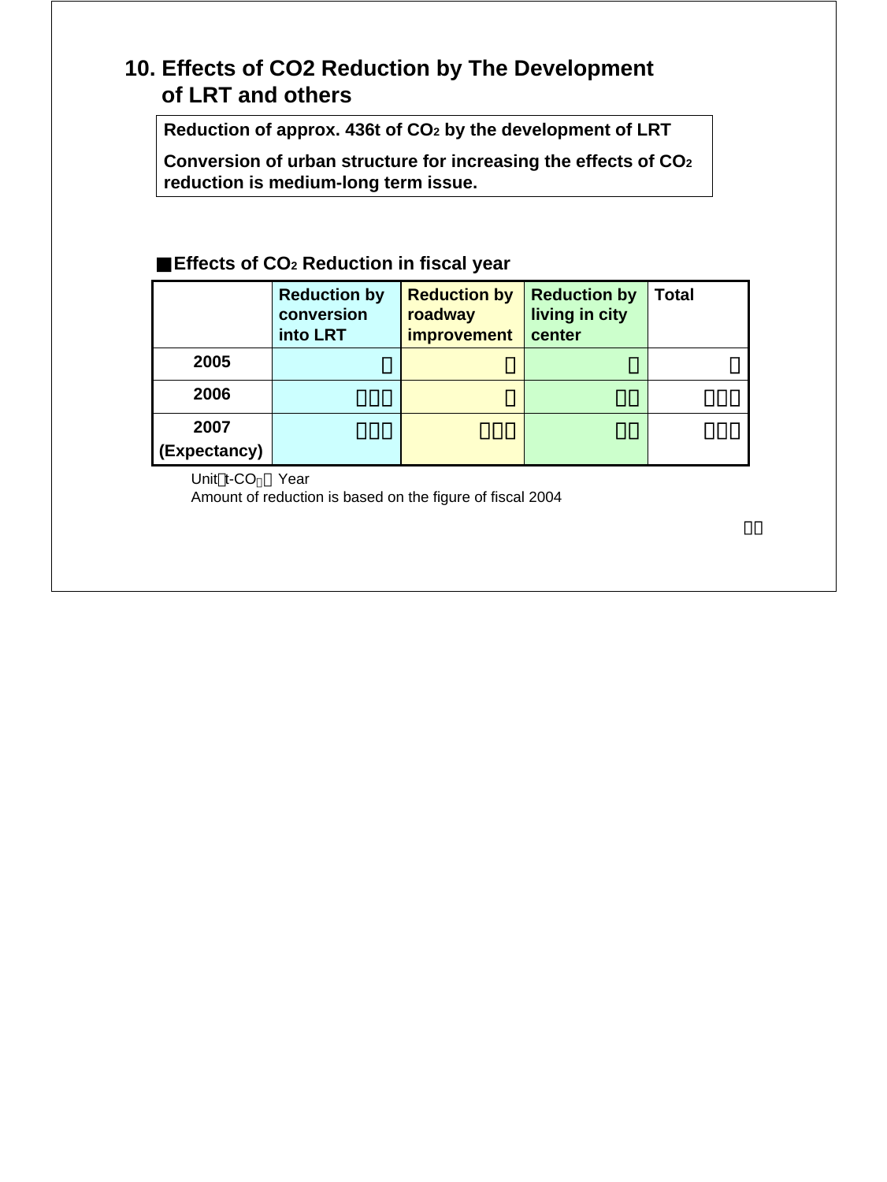## 10. Effects of $CO_2$ Reduction by The Development of LRT and others

**Reduction of approx. 436t of $CO_2$ by the development of LRT**

**Conversion of urban structure for increasing the effects of $CO_2$ reduction is medium-long term issue.**

### ■Effects of $CO_2$ Reduction in fiscal year

| | Reduction by conversion into LRT | Reduction by roadway improvement | Reduction by living in city center | Total |
|---|---|---|---|---|
| **2005** | □ | □ | □ | □ |
| **2006** | □□□ | □ | □□ | □□□ |
| **2007 (Expectancy)** | □□□ | □□□ | □□ | □□□ |

Unit□t-CO□□ Year

Amount of reduction is based on the figure of fiscal 2004